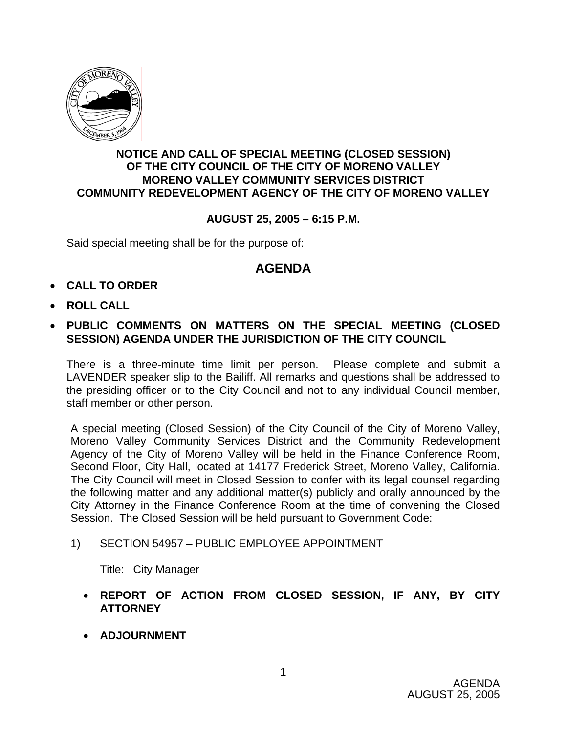**NOTICE AND CALL OF SPECIAL MEETING (CLOSED SESSION)**
**OF THE CITY COUNCIL OF THE CITY OF MORENO VALLEY**
**MORENO VALLEY COMMUNITY SERVICES DISTRICT**
**COMMUNITY REDEVELOPMENT AGENCY OF THE CITY OF MORENO VALLEY**

**AUGUST 25, 2005 – 6:15 P.M.**

Said special meeting shall be for the purpose of:

# AGENDA

- **CALL TO ORDER**
- **ROLL CALL**
- **PUBLIC COMMENTS ON MATTERS ON THE SPECIAL MEETING (CLOSED SESSION) AGENDA UNDER THE JURISDICTION OF THE CITY COUNCIL**

There is a three-minute time limit per person. Please complete and submit a LAVENDER speaker slip to the Bailiff. All remarks and questions shall be addressed to the presiding officer or to the City Council and not to any individual Council member, staff member or other person.

A special meeting (Closed Session) of the City Council of the City of Moreno Valley, Moreno Valley Community Services District and the Community Redevelopment Agency of the City of Moreno Valley will be held in the Finance Conference Room, Second Floor, City Hall, located at 14177 Frederick Street, Moreno Valley, California. The City Council will meet in Closed Session to confer with its legal counsel regarding the following matter and any additional matter(s) publicly and orally announced by the City Attorney in the Finance Conference Room at the time of convening the Closed Session. The Closed Session will be held pursuant to Government Code:

1) SECTION 54957 – PUBLIC EMPLOYEE APPOINTMENT

   Title: City Manager

- **REPORT OF ACTION FROM CLOSED SESSION, IF ANY, BY CITY ATTORNEY**
- **ADJOURNMENT**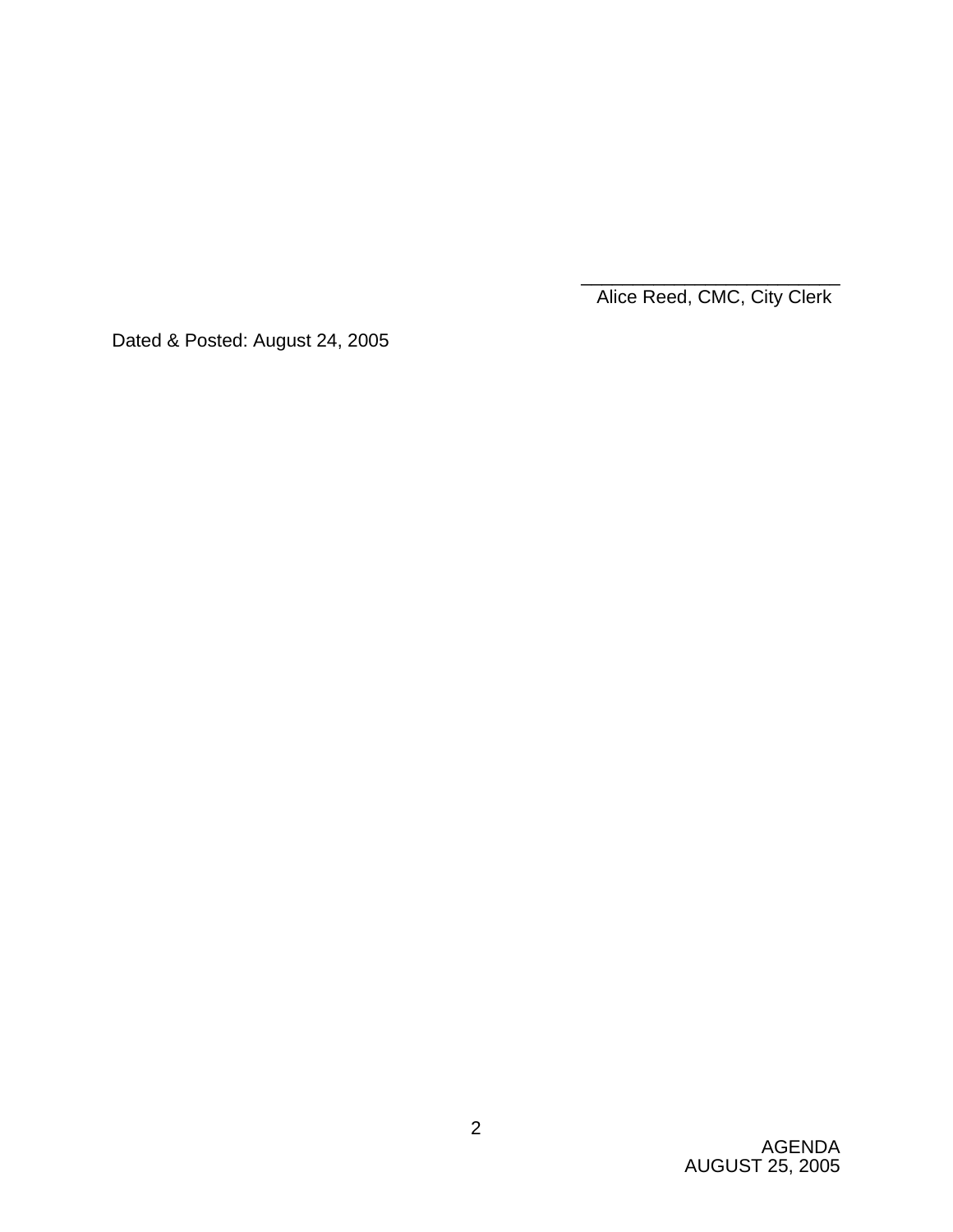\_\_\_\_\_\_\_\_\_\_\_\_\_\_\_\_\_\_\_\_\_\_\_\_\_\_\_

Alice Reed, CMC, City Clerk

Dated & Posted: August 24, 2005